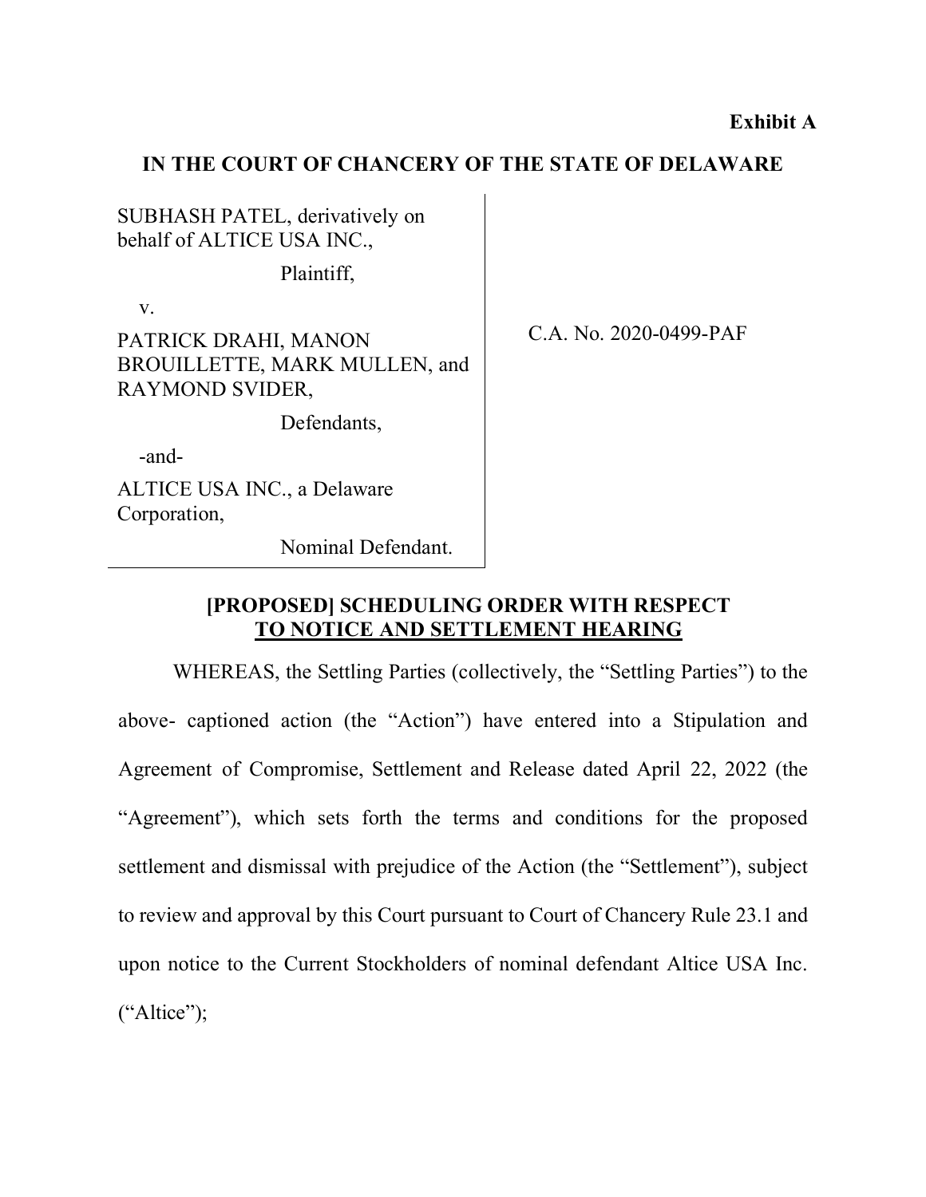**Exhibit A**

**IN THE COURT OF CHANCERY OF THE STATE OF DELAWARE**

| | |
|---|---|
| SUBHASH PATEL, derivatively on behalf of ALTICE USA INC.,<br><br>Plaintiff,<br><br>v.<br><br>PATRICK DRAHI, MANON BROUILLETTE, MARK MULLEN, and RAYMOND SVIDER,<br><br>Defendants,<br><br>-and-<br><br>ALTICE USA INC., a Delaware Corporation,<br><br>Nominal Defendant. | C.A. No. 2020-0499-PAF |

**[PROPOSED] SCHEDULING ORDER WITH RESPECT TO NOTICE AND SETTLEMENT HEARING**

WHEREAS, the Settling Parties (collectively, the "Settling Parties") to the above- captioned action (the "Action") have entered into a Stipulation and Agreement of Compromise, Settlement and Release dated April 22, 2022 (the "Agreement"), which sets forth the terms and conditions for the proposed settlement and dismissal with prejudice of the Action (the "Settlement"), subject to review and approval by this Court pursuant to Court of Chancery Rule 23.1 and upon notice to the Current Stockholders of nominal defendant Altice USA Inc. ("Altice");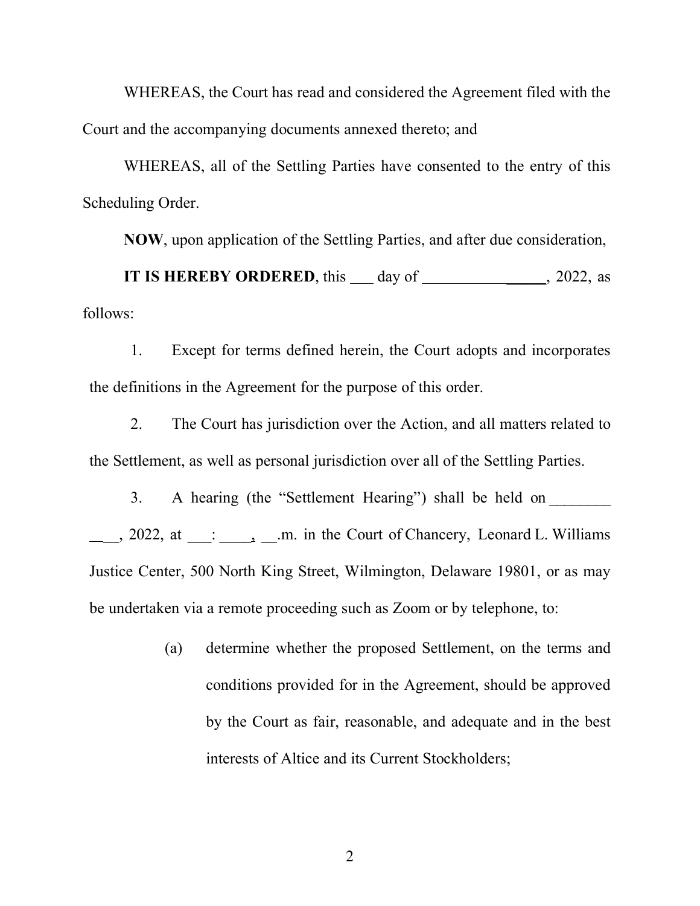WHEREAS, the Court has read and considered the Agreement filed with the Court and the accompanying documents annexed thereto; and

WHEREAS, all of the Settling Parties have consented to the entry of this Scheduling Order.

**NOW**, upon application of the Settling Parties, and after due consideration,

**IT IS HEREBY ORDERED**, this ___ day of _______________, 2022, as follows:

1. Except for terms defined herein, the Court adopts and incorporates the definitions in the Agreement for the purpose of this order.

2. The Court has jurisdiction over the Action, and all matters related to the Settlement, as well as personal jurisdiction over all of the Settling Parties.

3. A hearing (the "Settlement Hearing") shall be held on ________ ____, 2022, at ___: ____, __.m. in the Court of Chancery, Leonard L. Williams Justice Center, 500 North King Street, Wilmington, Delaware 19801, or as may be undertaken via a remote proceeding such as Zoom or by telephone, to:

   (a) determine whether the proposed Settlement, on the terms and conditions provided for in the Agreement, should be approved by the Court as fair, reasonable, and adequate and in the best interests of Altice and its Current Stockholders;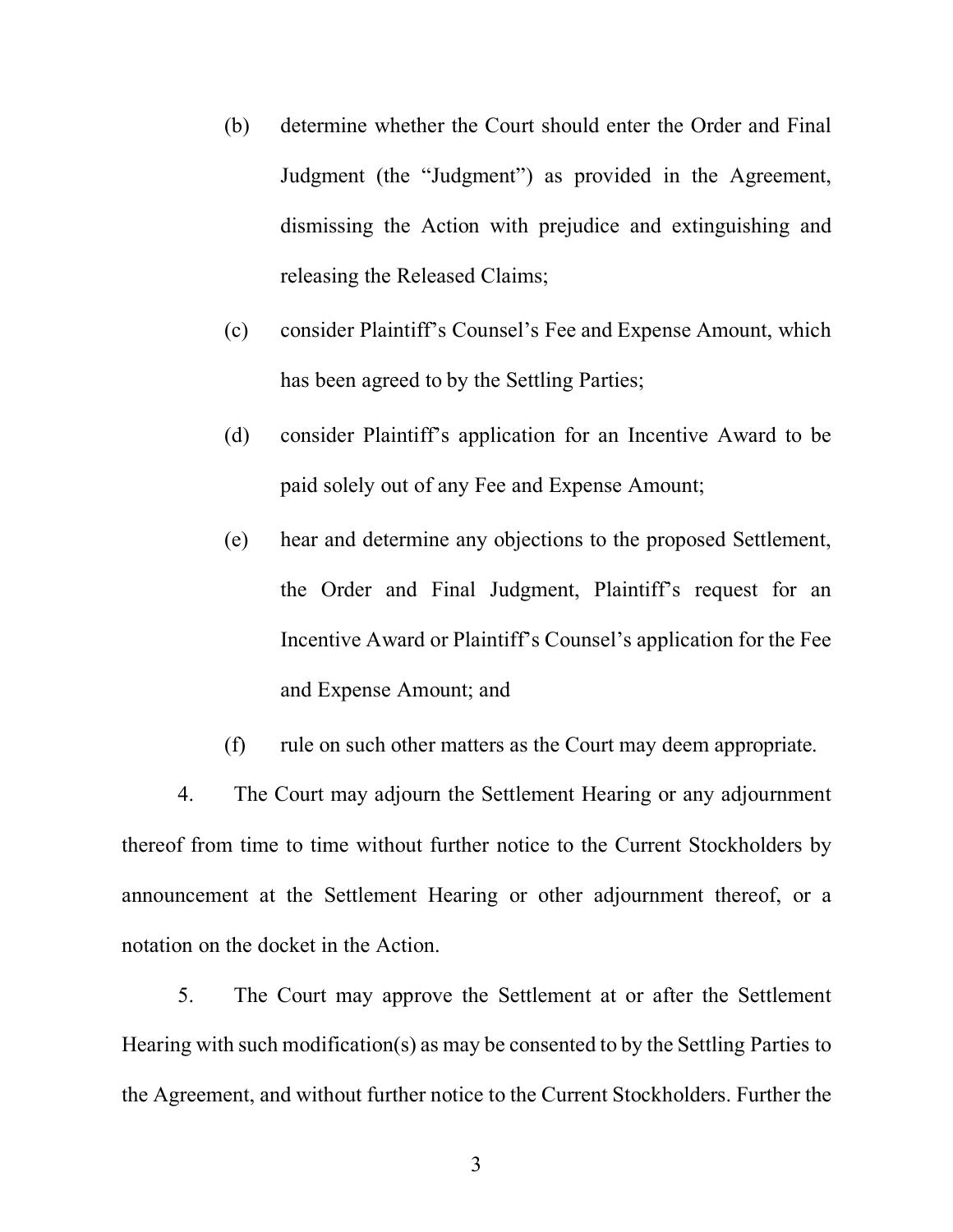(b) determine whether the Court should enter the Order and Final Judgment (the "Judgment") as provided in the Agreement, dismissing the Action with prejudice and extinguishing and releasing the Released Claims;

(c) consider Plaintiff's Counsel's Fee and Expense Amount, which has been agreed to by the Settling Parties;

(d) consider Plaintiff's application for an Incentive Award to be paid solely out of any Fee and Expense Amount;

(e) hear and determine any objections to the proposed Settlement, the Order and Final Judgment, Plaintiff's request for an Incentive Award or Plaintiff's Counsel's application for the Fee and Expense Amount; and

(f) rule on such other matters as the Court may deem appropriate.

4. The Court may adjourn the Settlement Hearing or any adjournment thereof from time to time without further notice to the Current Stockholders by announcement at the Settlement Hearing or other adjournment thereof, or a notation on the docket in the Action.

5. The Court may approve the Settlement at or after the Settlement Hearing with such modification(s) as may be consented to by the Settling Parties to the Agreement, and without further notice to the Current Stockholders. Further the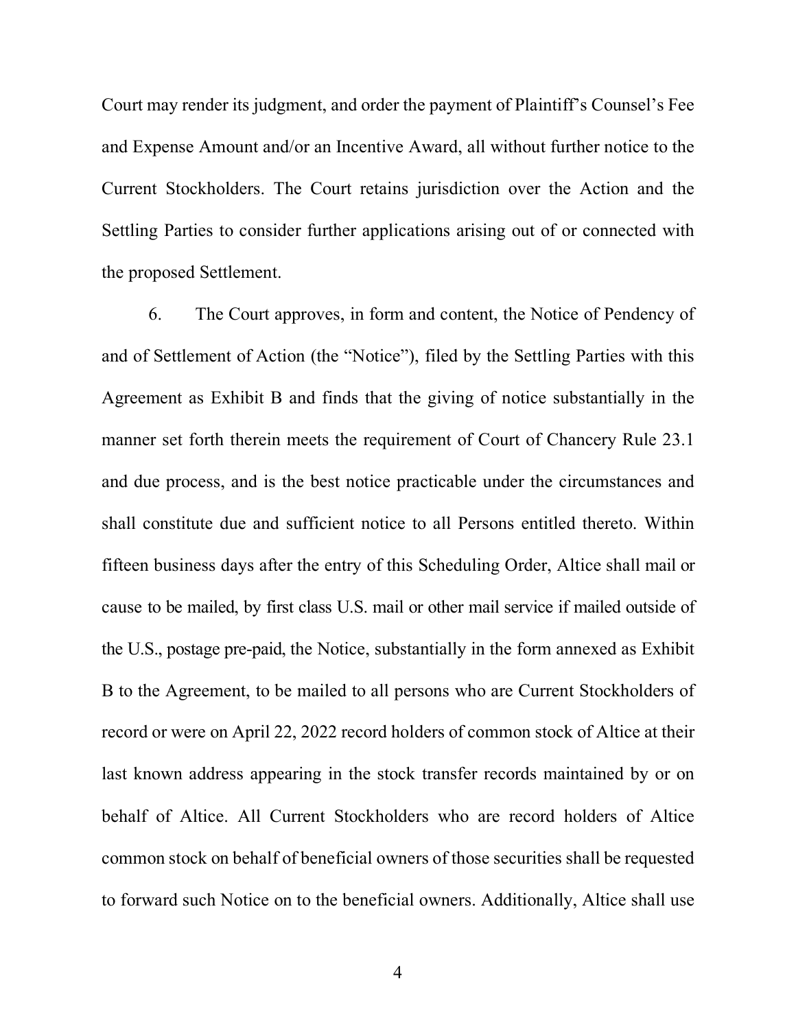Court may render its judgment, and order the payment of Plaintiff's Counsel's Fee and Expense Amount and/or an Incentive Award, all without further notice to the Current Stockholders. The Court retains jurisdiction over the Action and the Settling Parties to consider further applications arising out of or connected with the proposed Settlement.

6. The Court approves, in form and content, the Notice of Pendency of and of Settlement of Action (the "Notice"), filed by the Settling Parties with this Agreement as Exhibit B and finds that the giving of notice substantially in the manner set forth therein meets the requirement of Court of Chancery Rule 23.1 and due process, and is the best notice practicable under the circumstances and shall constitute due and sufficient notice to all Persons entitled thereto. Within fifteen business days after the entry of this Scheduling Order, Altice shall mail or cause to be mailed, by first class U.S. mail or other mail service if mailed outside of the U.S., postage pre-paid, the Notice, substantially in the form annexed as Exhibit B to the Agreement, to be mailed to all persons who are Current Stockholders of record or were on April 22, 2022 record holders of common stock of Altice at their last known address appearing in the stock transfer records maintained by or on behalf of Altice. All Current Stockholders who are record holders of Altice common stock on behalf of beneficial owners of those securities shall be requested to forward such Notice on to the beneficial owners. Additionally, Altice shall use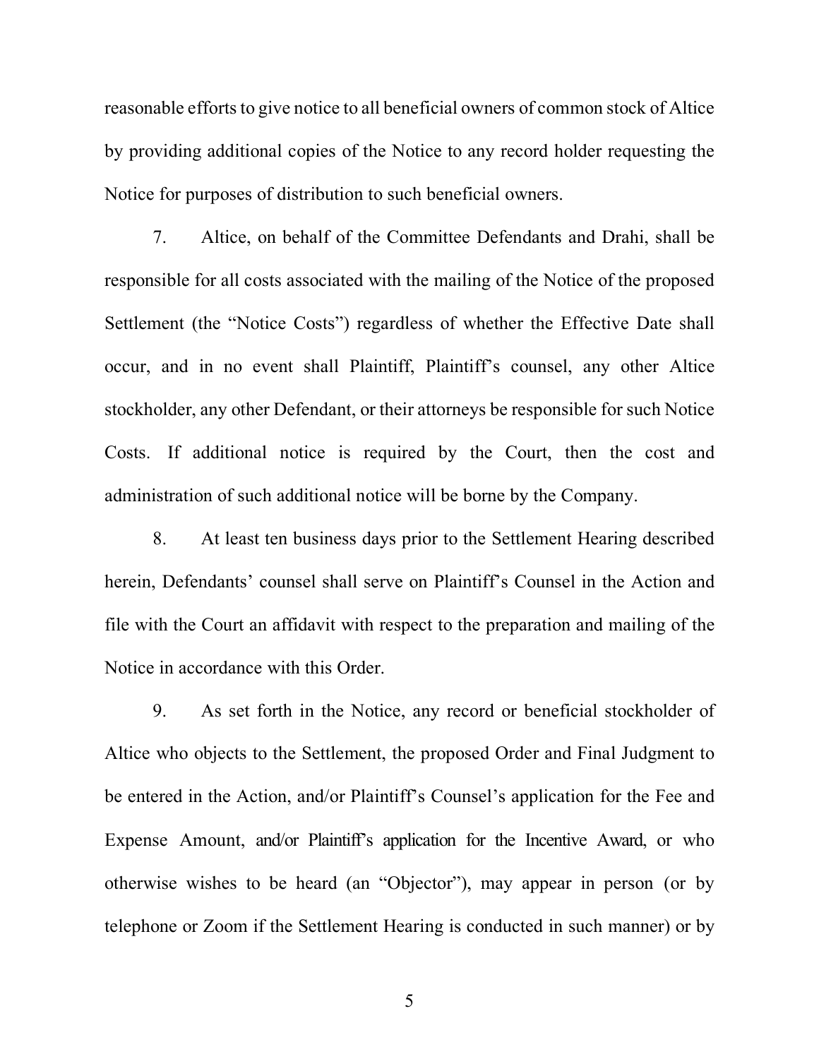reasonable efforts to give notice to all beneficial owners of common stock of Altice by providing additional copies of the Notice to any record holder requesting the Notice for purposes of distribution to such beneficial owners.

7. Altice, on behalf of the Committee Defendants and Drahi, shall be responsible for all costs associated with the mailing of the Notice of the proposed Settlement (the "Notice Costs") regardless of whether the Effective Date shall occur, and in no event shall Plaintiff, Plaintiff's counsel, any other Altice stockholder, any other Defendant, or their attorneys be responsible for such Notice Costs. If additional notice is required by the Court, then the cost and administration of such additional notice will be borne by the Company.

8. At least ten business days prior to the Settlement Hearing described herein, Defendants' counsel shall serve on Plaintiff's Counsel in the Action and file with the Court an affidavit with respect to the preparation and mailing of the Notice in accordance with this Order.

9. As set forth in the Notice, any record or beneficial stockholder of Altice who objects to the Settlement, the proposed Order and Final Judgment to be entered in the Action, and/or Plaintiff's Counsel's application for the Fee and Expense Amount, and/or Plaintiff's application for the Incentive Award, or who otherwise wishes to be heard (an "Objector"), may appear in person (or by telephone or Zoom if the Settlement Hearing is conducted in such manner) or by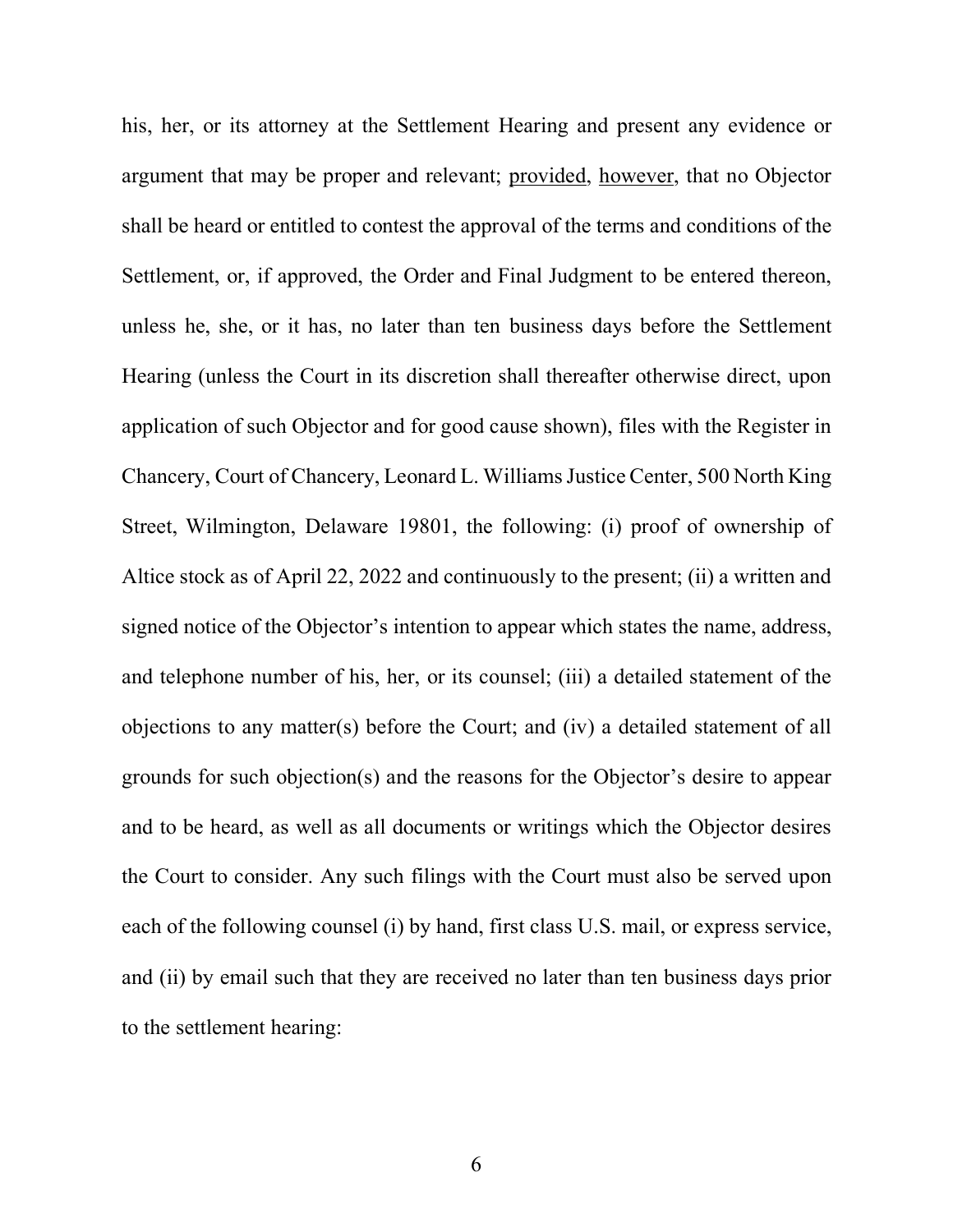his, her, or its attorney at the Settlement Hearing and present any evidence or argument that may be proper and relevant; provided, however, that no Objector shall be heard or entitled to contest the approval of the terms and conditions of the Settlement, or, if approved, the Order and Final Judgment to be entered thereon, unless he, she, or it has, no later than ten business days before the Settlement Hearing (unless the Court in its discretion shall thereafter otherwise direct, upon application of such Objector and for good cause shown), files with the Register in Chancery, Court of Chancery, Leonard L. Williams Justice Center, 500 North King Street, Wilmington, Delaware 19801, the following: (i) proof of ownership of Altice stock as of April 22, 2022 and continuously to the present; (ii) a written and signed notice of the Objector's intention to appear which states the name, address, and telephone number of his, her, or its counsel; (iii) a detailed statement of the objections to any matter(s) before the Court; and (iv) a detailed statement of all grounds for such objection(s) and the reasons for the Objector's desire to appear and to be heard, as well as all documents or writings which the Objector desires the Court to consider. Any such filings with the Court must also be served upon each of the following counsel (i) by hand, first class U.S. mail, or express service, and (ii) by email such that they are received no later than ten business days prior to the settlement hearing: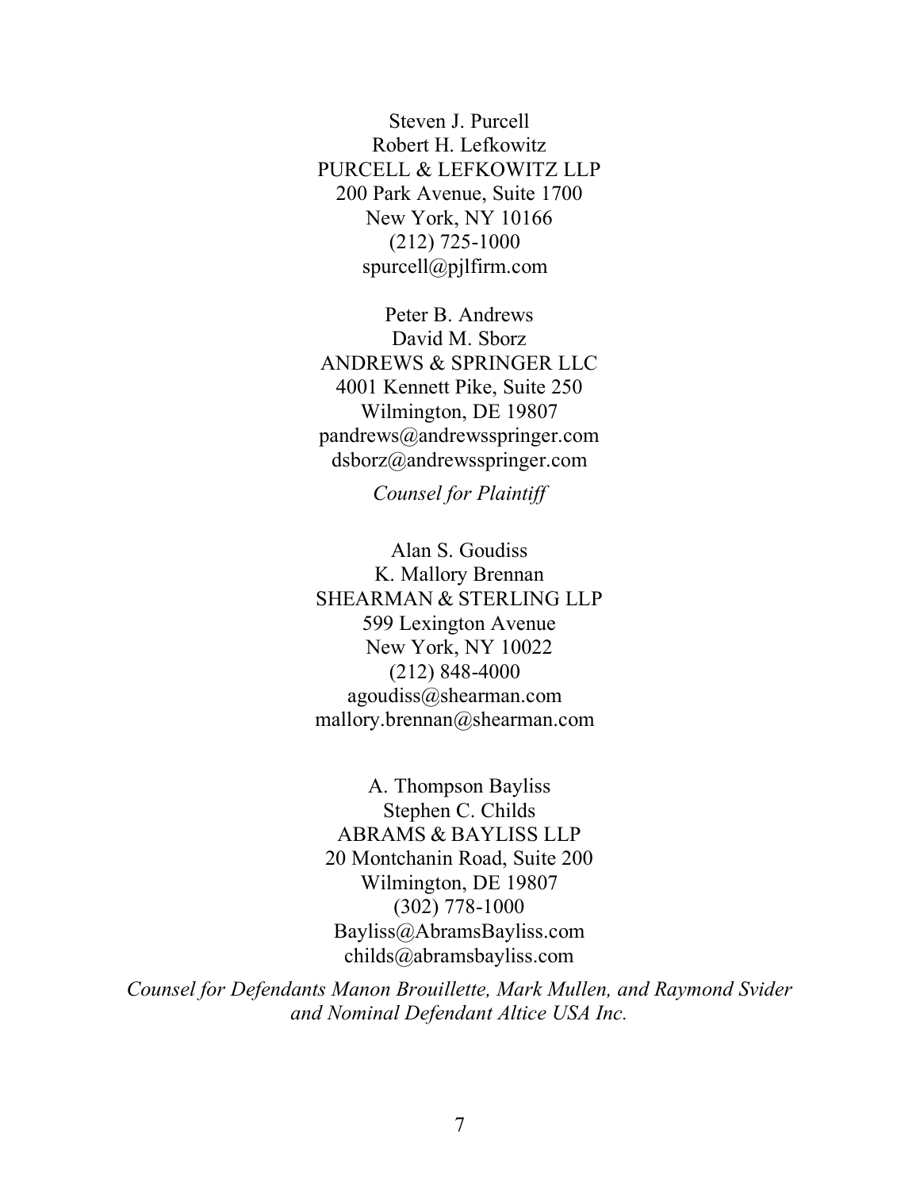Steven J. Purcell  
Robert H. Lefkowitz  
PURCELL & LEFKOWITZ LLP  
200 Park Avenue, Suite 1700  
New York, NY 10166  
(212) 725-1000  
spurcell@pjlfirm.com

Peter B. Andrews  
David M. Sborz  
ANDREWS & SPRINGER LLC  
4001 Kennett Pike, Suite 250  
Wilmington, DE 19807  
pandrews@andrewsspringer.com  
dsborz@andrewsspringer.com

*Counsel for Plaintiff*

Alan S. Goudiss  
K. Mallory Brennan  
SHEARMAN & STERLING LLP  
599 Lexington Avenue  
New York, NY 10022  
(212) 848-4000  
agoudiss@shearman.com  
mallory.brennan@shearman.com

A. Thompson Bayliss  
Stephen C. Childs  
ABRAMS & BAYLISS LLP  
20 Montchanin Road, Suite 200  
Wilmington, DE 19807  
(302) 778-1000  
Bayliss@AbramsBayliss.com  
childs@abramsbayliss.com

*Counsel for Defendants Manon Brouillette, Mark Mullen, and Raymond Svider and Nominal Defendant Altice USA Inc.*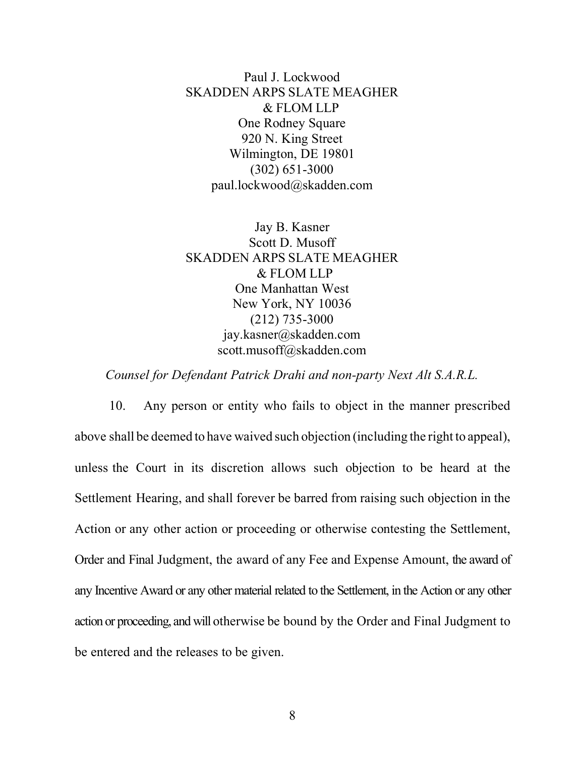Paul J. Lockwood
SKADDEN ARPS SLATE MEAGHER
& FLOM LLP
One Rodney Square
920 N. King Street
Wilmington, DE 19801
(302) 651-3000
paul.lockwood@skadden.com

Jay B. Kasner
Scott D. Musoff
SKADDEN ARPS SLATE MEAGHER
& FLOM LLP
One Manhattan West
New York, NY 10036
(212) 735-3000
jay.kasner@skadden.com
scott.musoff@skadden.com

*Counsel for Defendant Patrick Drahi and non-party Next Alt S.A.R.L.*

10. Any person or entity who fails to object in the manner prescribed above shall be deemed to have waived such objection (including the right to appeal), unless the Court in its discretion allows such objection to be heard at the Settlement Hearing, and shall forever be barred from raising such objection in the Action or any other action or proceeding or otherwise contesting the Settlement, Order and Final Judgment, the award of any Fee and Expense Amount, the award of any Incentive Award or any other material related to the Settlement, in the Action or any other action or proceeding, and will otherwise be bound by the Order and Final Judgment to be entered and the releases to be given.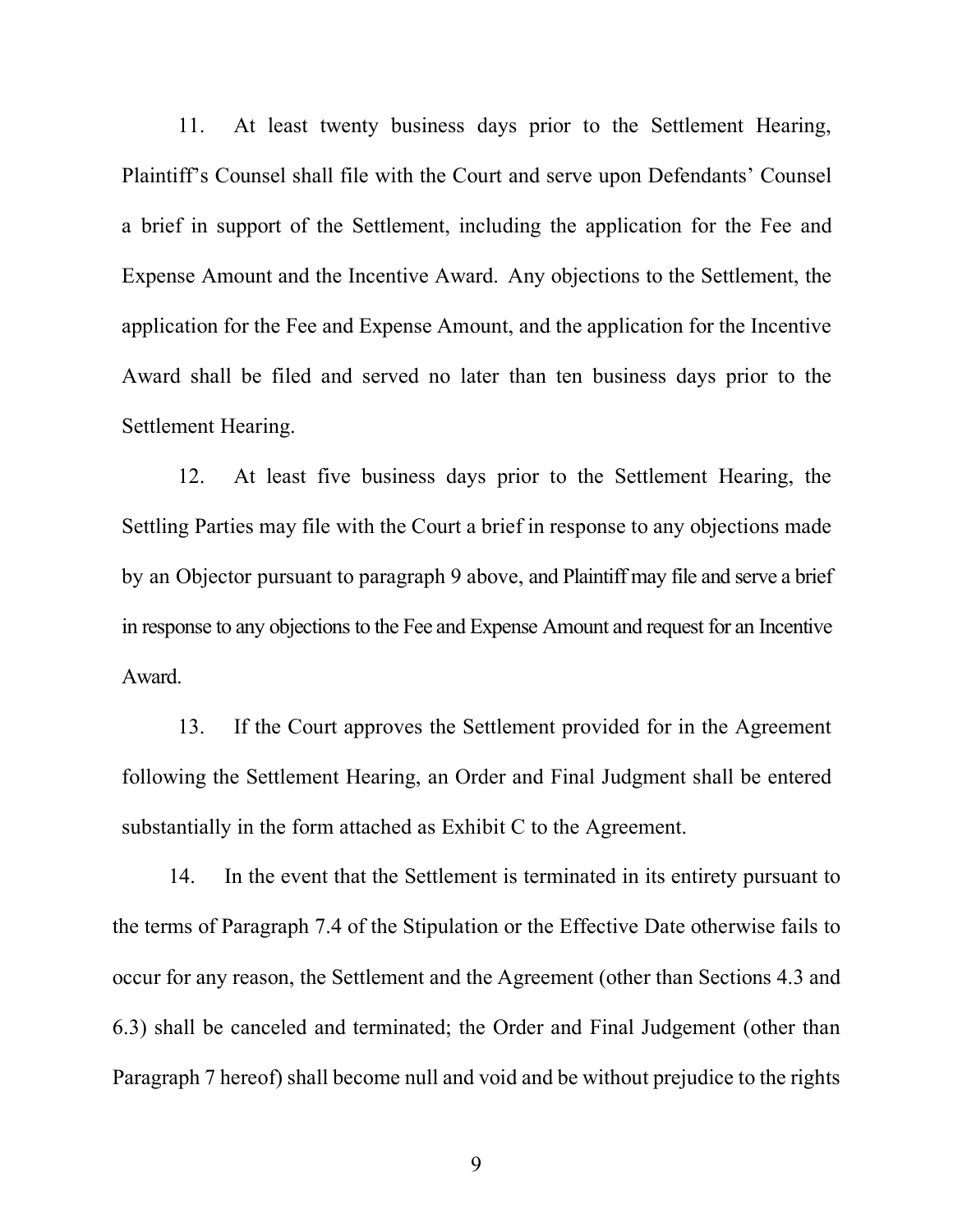11. At least twenty business days prior to the Settlement Hearing, Plaintiff's Counsel shall file with the Court and serve upon Defendants' Counsel a brief in support of the Settlement, including the application for the Fee and Expense Amount and the Incentive Award. Any objections to the Settlement, the application for the Fee and Expense Amount, and the application for the Incentive Award shall be filed and served no later than ten business days prior to the Settlement Hearing.

12. At least five business days prior to the Settlement Hearing, the Settling Parties may file with the Court a brief in response to any objections made by an Objector pursuant to paragraph 9 above, and Plaintiff may file and serve a brief in response to any objections to the Fee and Expense Amount and request for an Incentive Award.

13. If the Court approves the Settlement provided for in the Agreement following the Settlement Hearing, an Order and Final Judgment shall be entered substantially in the form attached as Exhibit C to the Agreement.

14. In the event that the Settlement is terminated in its entirety pursuant to the terms of Paragraph 7.4 of the Stipulation or the Effective Date otherwise fails to occur for any reason, the Settlement and the Agreement (other than Sections 4.3 and 6.3) shall be canceled and terminated; the Order and Final Judgement (other than Paragraph 7 hereof) shall become null and void and be without prejudice to the rights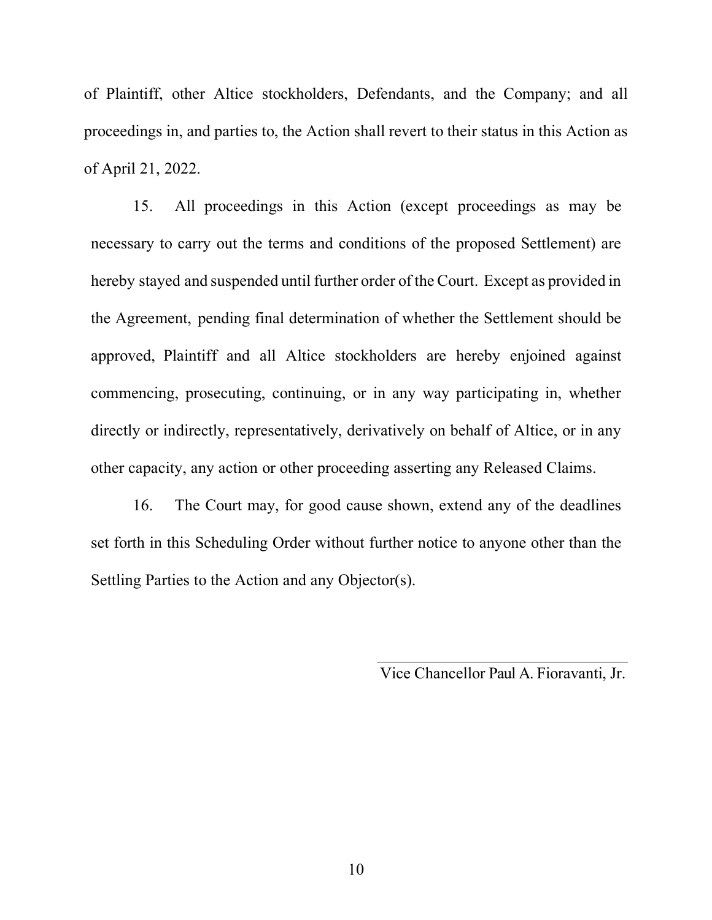of Plaintiff, other Altice stockholders, Defendants, and the Company; and all proceedings in, and parties to, the Action shall revert to their status in this Action as of April 21, 2022.

15. All proceedings in this Action (except proceedings as may be necessary to carry out the terms and conditions of the proposed Settlement) are hereby stayed and suspended until further order of the Court. Except as provided in the Agreement, pending final determination of whether the Settlement should be approved, Plaintiff and all Altice stockholders are hereby enjoined against commencing, prosecuting, continuing, or in any way participating in, whether directly or indirectly, representatively, derivatively on behalf of Altice, or in any other capacity, any action or other proceeding asserting any Released Claims.

16. The Court may, for good cause shown, extend any of the deadlines set forth in this Scheduling Order without further notice to anyone other than the Settling Parties to the Action and any Objector(s).

\_\_\_\_\_\_\_\_\_\_\_\_\_\_\_\_\_\_\_\_\_\_\_\_\_\_\_\_\_\_

Vice Chancellor Paul A. Fioravanti, Jr.